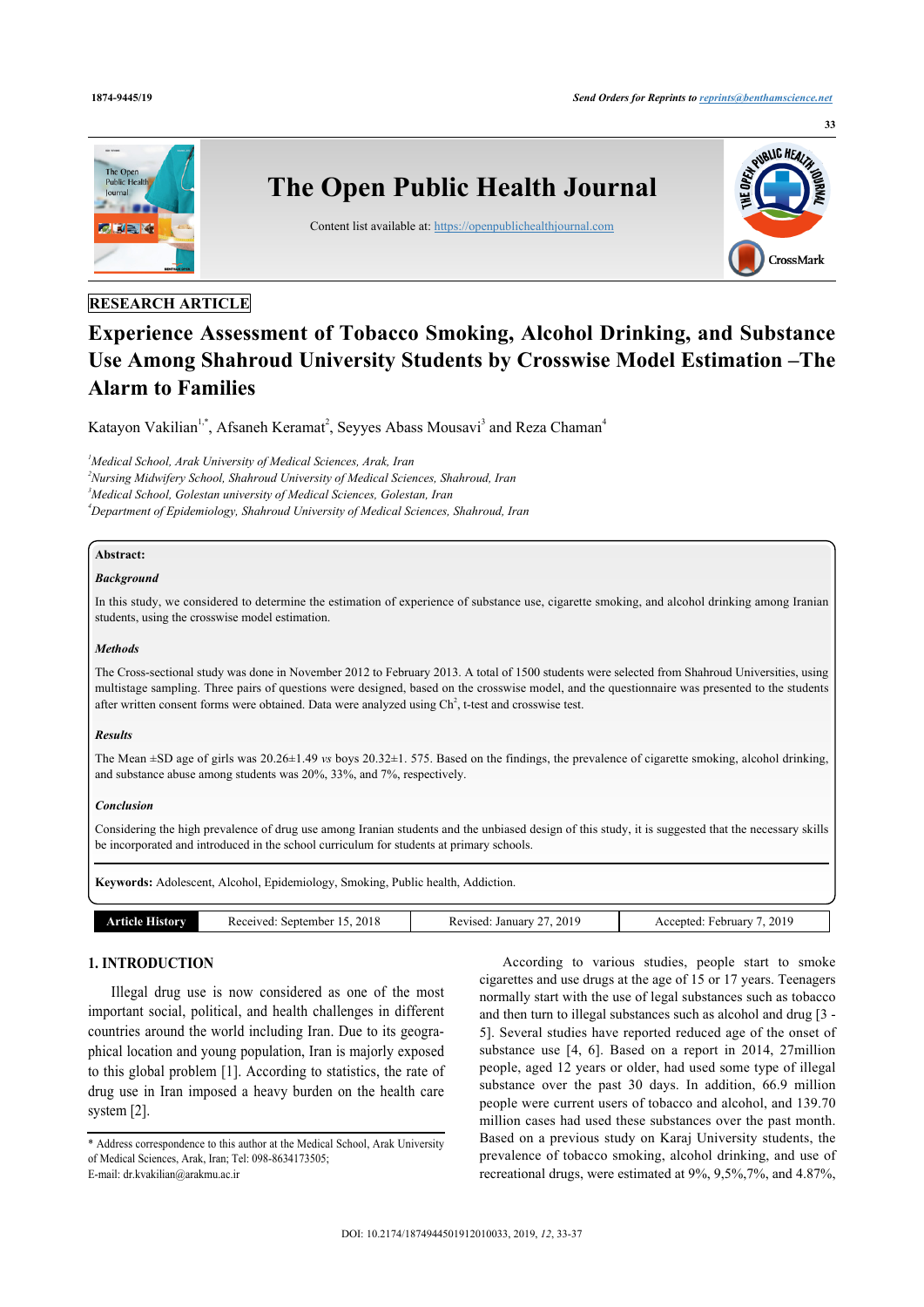RESEARCH ARTICLE

# Experience Assessment of Tobacco Smoking, Alcohol Drinking, and Substance Use Among Shahroud University Students by Crosswise Model Estimation –The Alarm to Families

Katayon Vakilian[1,*], Afsaneh Keramat[2], Seyyes Abass Mousavi[3] and Reza Chaman[4]

[1]Medical School, Arak University of Medical Sciences, Arak, Iran
[2]Nursing Midwifery School, Shahroud University of Medical Sciences, Shahroud, Iran
[3]Medical School, Golestan university of Medical Sciences, Golestan, Iran
[4]Department of Epidemiology, Shahroud University of Medical Sciences, Shahroud, Iran

**Abstract:**

***Background***

In this study, we considered to determine the estimation of experience of substance use, cigarette smoking, and alcohol drinking among Iranian students, using the crosswise model estimation.

***Methods***

The Cross-sectional study was done in November 2012 to February 2013. A total of 1500 students were selected from Shahroud Universities, using multistage sampling. Three pairs of questions were designed, based on the crosswise model, and the questionnaire was presented to the students after written consent forms were obtained. Data were analyzed using $Ch^2$, t-test and crosswise test.

***Results***

The Mean ±SD age of girls was 20.26±1.49 *vs* boys 20.32±1. 575. Based on the findings, the prevalence of cigarette smoking, alcohol drinking, and substance abuse among students was 20%, 33%, and 7%, respectively.

***Conclusion***

Considering the high prevalence of drug use among Iranian students and the unbiased design of this study, it is suggested that the necessary skills be incorporated and introduced in the school curriculum for students at primary schools.

**Keywords:** Adolescent, Alcohol, Epidemiology, Smoking, Public health, Addiction.

| Article History | Received: September 15, 2018 | Revised: January 27, 2019 | Accepted: February 7, 2019 |
|---|---|---|---|

## 1. INTRODUCTION

Illegal drug use is now considered as one of the most important social, political, and health challenges in different countries around the world including Iran. Due to its geographical location and young population, Iran is majorly exposed to this global problem [1]. According to statistics, the rate of drug use in Iran imposed a heavy burden on the health care system [2].

According to various studies, people start to smoke cigarettes and use drugs at the age of 15 or 17 years. Teenagers normally start with the use of legal substances such as tobacco and then turn to illegal substances such as alcohol and drug [3 - 5]. Several studies have reported reduced age of the onset of substance use [4, 6]. Based on a report in 2014, 27million people, aged 12 years or older, had used some type of illegal substance over the past 30 days. In addition, 66.9 million people were current users of tobacco and alcohol, and 139.70 million cases had used these substances over the past month. Based on a previous study on Karaj University students, the prevalence of tobacco smoking, alcohol drinking, and use of recreational drugs, were estimated at 9%, 9,5%,7%, and 4.87%,

\* Address correspondence to this author at the Medical School, Arak University of Medical Sciences, Arak, Iran; Tel: 098-8634173505; E-mail: dr.kvakilian@arakmu.ac.ir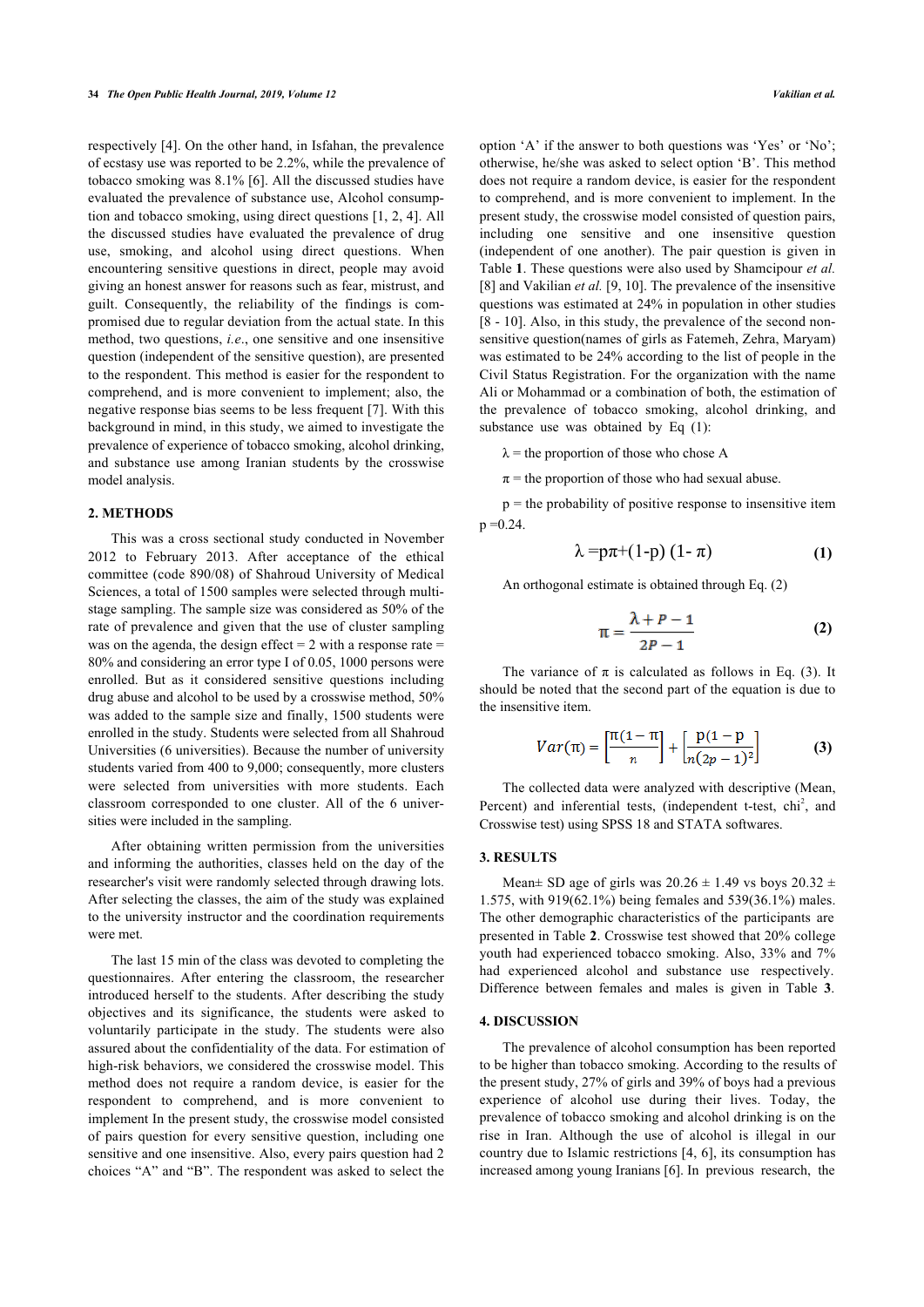respectively [4]. On the other hand, in Isfahan, the prevalence of ecstasy use was reported to be 2.2%, while the prevalence of tobacco smoking was 8.1% [6]. All the discussed studies have evaluated the prevalence of substance use, Alcohol consumption and tobacco smoking, using direct questions [1, 2, 4]. All the discussed studies have evaluated the prevalence of drug use, smoking, and alcohol using direct questions. When encountering sensitive questions in direct, people may avoid giving an honest answer for reasons such as fear, mistrust, and guilt. Consequently, the reliability of the findings is compromised due to regular deviation from the actual state. In this method, two questions, *i.e*., one sensitive and one insensitive question (independent of the sensitive question), are presented to the respondent. This method is easier for the respondent to comprehend, and is more convenient to implement; also, the negative response bias seems to be less frequent [7]. With this background in mind, in this study, we aimed to investigate the prevalence of experience of tobacco smoking, alcohol drinking, and substance use among Iranian students by the crosswise model analysis.

## 2. METHODS

This was a cross sectional study conducted in November 2012 to February 2013. After acceptance of the ethical committee (code 890/08) of Shahroud University of Medical Sciences, a total of 1500 samples were selected through multi-stage sampling. The sample size was considered as 50% of the rate of prevalence and given that the use of cluster sampling was on the agenda, the design effect = 2 with a response rate = 80% and considering an error type I of 0.05, 1000 persons were enrolled. But as it considered sensitive questions including drug abuse and alcohol to be used by a crosswise method, 50% was added to the sample size and finally, 1500 students were enrolled in the study. Students were selected from all Shahroud Universities (6 universities). Because the number of university students varied from 400 to 9,000; consequently, more clusters were selected from universities with more students. Each classroom corresponded to one cluster. All of the 6 universities were included in the sampling.

After obtaining written permission from the universities and informing the authorities, classes held on the day of the researcher's visit were randomly selected through drawing lots. After selecting the classes, the aim of the study was explained to the university instructor and the coordination requirements were met.

The last 15 min of the class was devoted to completing the questionnaires. After entering the classroom, the researcher introduced herself to the students. After describing the study objectives and its significance, the students were asked to voluntarily participate in the study. The students were also assured about the confidentiality of the data. For estimation of high-risk behaviors, we considered the crosswise model. This method does not require a random device, is easier for the respondent to comprehend, and is more convenient to implement In the present study, the crosswise model consisted of pairs question for every sensitive question, including one sensitive and one insensitive. Also, every pairs question had 2 choices "A" and "B". The respondent was asked to select the option 'A' if the answer to both questions was 'Yes' or 'No'; otherwise, he/she was asked to select option 'B'. This method does not require a random device, is easier for the respondent to comprehend, and is more convenient to implement. In the present study, the crosswise model consisted of question pairs, including one sensitive and one insensitive question (independent of one another). The pair question is given in Table **1**. These questions were also used by Shamcipour *et al.* [8] and Vakilian *et al.* [9, 10]. The prevalence of the insensitive questions was estimated at 24% in population in other studies [8 - 10]. Also, in this study, the prevalence of the second non-sensitive question(names of girls as Fatemeh, Zehra, Maryam) was estimated to be 24% according to the list of people in the Civil Status Registration. For the organization with the name Ali or Mohammad or a combination of both, the estimation of the prevalence of tobacco smoking, alcohol drinking, and substance use was obtained by Eq (1):

$\lambda$ = the proportion of those who chose A

$\pi$ = the proportion of those who had sexual abuse.

p = the probability of positive response to insensitive item p =0.24.

$$\lambda = p\pi + (1-p)\,(1-\pi) \tag{1}$$

An orthogonal estimate is obtained through Eq. (2)

$$\pi = \frac{\lambda + P - 1}{2P - 1} \tag{2}$$

The variance of $\pi$ is calculated as follows in Eq. (3). It should be noted that the second part of the equation is due to the insensitive item.

$$Var(\pi) = \left[\frac{\pi(1-\pi)}{n}\right] + \left[\frac{p(1-p)}{n(2p-1)^2}\right] \tag{3}$$

The collected data were analyzed with descriptive (Mean, Percent) and inferential tests, (independent t-test, chi$^2$, and Crosswise test) using SPSS 18 and STATA softwares.

## 3. RESULTS

Mean± SD age of girls was 20.26 ± 1.49 vs boys 20.32 ± 1.575, with 919(62.1%) being females and 539(36.1%) males. The other demographic characteristics of the participants are presented in Table **2**. Crosswise test showed that 20% college youth had experienced tobacco smoking. Also, 33% and 7% had experienced alcohol and substance use respectively. Difference between females and males is given in Table **3**.

## 4. DISCUSSION

The prevalence of alcohol consumption has been reported to be higher than tobacco smoking. According to the results of the present study, 27% of girls and 39% of boys had a previous experience of alcohol use during their lives. Today, the prevalence of tobacco smoking and alcohol drinking is on the rise in Iran. Although the use of alcohol is illegal in our country due to Islamic restrictions [4, 6], its consumption has increased among young Iranians [6]. In previous research, the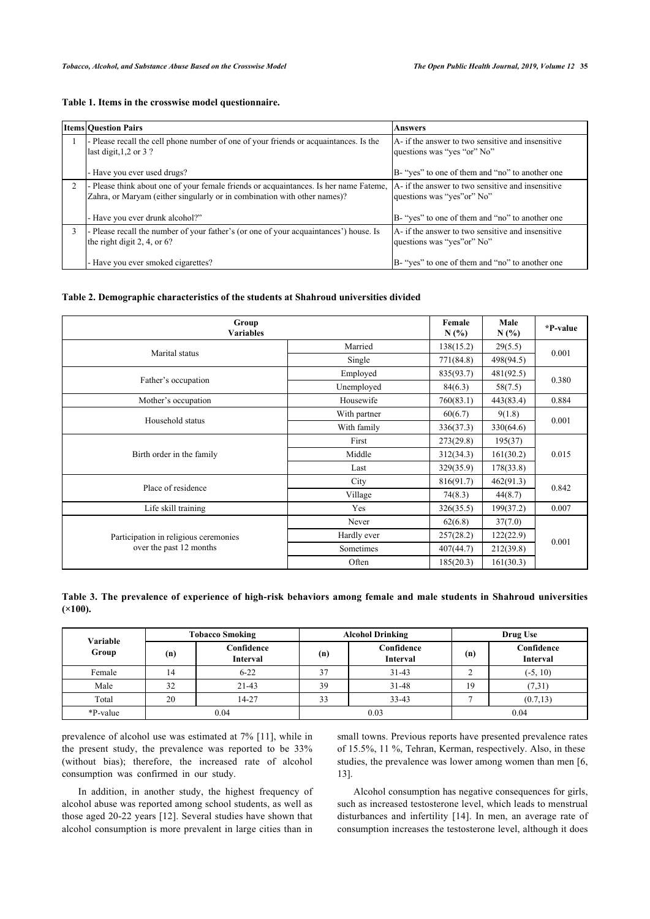**Table 1. Items in the crosswise model questionnaire.**

| Items | Question Pairs | Answers |
|---|---|---|
| 1 | - Please recall the cell phone number of one of your friends or acquaintances. Is the last digit,1,2 or 3 ?<br><br>- Have you ever used drugs? | A- if the answer to two sensitive and insensitive questions was "yes "or" No"<br><br>B- "yes" to one of them and "no" to another one |
| 2 | - Please think about one of your female friends or acquaintances. Is her name Fateme, Zahra, or Maryam (either singularly or in combination with other names)?<br><br>- Have you ever drunk alcohol?" | A- if the answer to two sensitive and insensitive questions was "yes"or" No"<br><br>B- "yes" to one of them and "no" to another one |
| 3 | - Please recall the number of your father's (or one of your acquaintances') house. Is the right digit 2, 4, or 6?<br><br>- Have you ever smoked cigarettes? | A- if the answer to two sensitive and insensitive questions was "yes"or" No"<br><br>B- "yes" to one of them and "no" to another one |

**Table 2. Demographic characteristics of the students at Shahroud universities divided**

| Group<br>Variables | | Female<br>N (%) | Male<br>N (%) | *P-value |
|---|---|---|---|---|
| Marital status | Married | 138(15.2) | 29(5.5) | 0.001 |
| | Single | 771(84.8) | 498(94.5) | |
| Father's occupation | Employed | 835(93.7) | 481(92.5) | 0.380 |
| | Unemployed | 84(6.3) | 58(7.5) | |
| Mother's occupation | Housewife | 760(83.1) | 443(83.4) | 0.884 |
| Household status | With partner | 60(6.7) | 9(1.8) | 0.001 |
| | With family | 336(37.3) | 330(64.6) | |
| Birth order in the family | First | 273(29.8) | 195(37) | 0.015 |
| | Middle | 312(34.3) | 161(30.2) | |
| | Last | 329(35.9) | 178(33.8) | |
| Place of residence | City | 816(91.7) | 462(91.3) | 0.842 |
| | Village | 74(8.3) | 44(8.7) | |
| Life skill training | Yes | 326(35.5) | 199(37.2) | 0.007 |
| Participation in religious ceremonies over the past 12 months | Never | 62(6.8) | 37(7.0) | 0.001 |
| | Hardly ever | 257(28.2) | 122(22.9) | |
| | Sometimes | 407(44.7) | 212(39.8) | |
| | Often | 185(20.3) | 161(30.3) | |

**Table 3. The prevalence of experience of high-risk behaviors among female and male students in Shahroud universities (×100).**

| Variable<br>Group | Tobacco Smoking | | Alcohol Drinking | | Drug Use | |
|---|---|---|---|---|---|---|
| | (n) | Confidence Interval | (n) | Confidence Interval | (n) | Confidence Interval |
| Female | 14 | 6-22 | 37 | 31-43 | 2 | (-5, 10) |
| Male | 32 | 21-43 | 39 | 31-48 | 19 | (7,31) |
| Total | 20 | 14-27 | 33 | 33-43 | 7 | (0.7,13) |
| *P-value | 0.04 | | 0.03 | | 0.04 | |

prevalence of alcohol use was estimated at 7% [11], while in the present study, the prevalence was reported to be 33% (without bias); therefore, the increased rate of alcohol consumption was confirmed in our study.

In addition, in another study, the highest frequency of alcohol abuse was reported among school students, as well as those aged 20-22 years [12]. Several studies have shown that alcohol consumption is more prevalent in large cities than in small towns. Previous reports have presented prevalence rates of 15.5%, 11 %, Tehran, Kerman, respectively. Also, in these studies, the prevalence was lower among women than men [6, 13].

Alcohol consumption has negative consequences for girls, such as increased testosterone level, which leads to menstrual disturbances and infertility [14]. In men, an average rate of consumption increases the testosterone level, although it does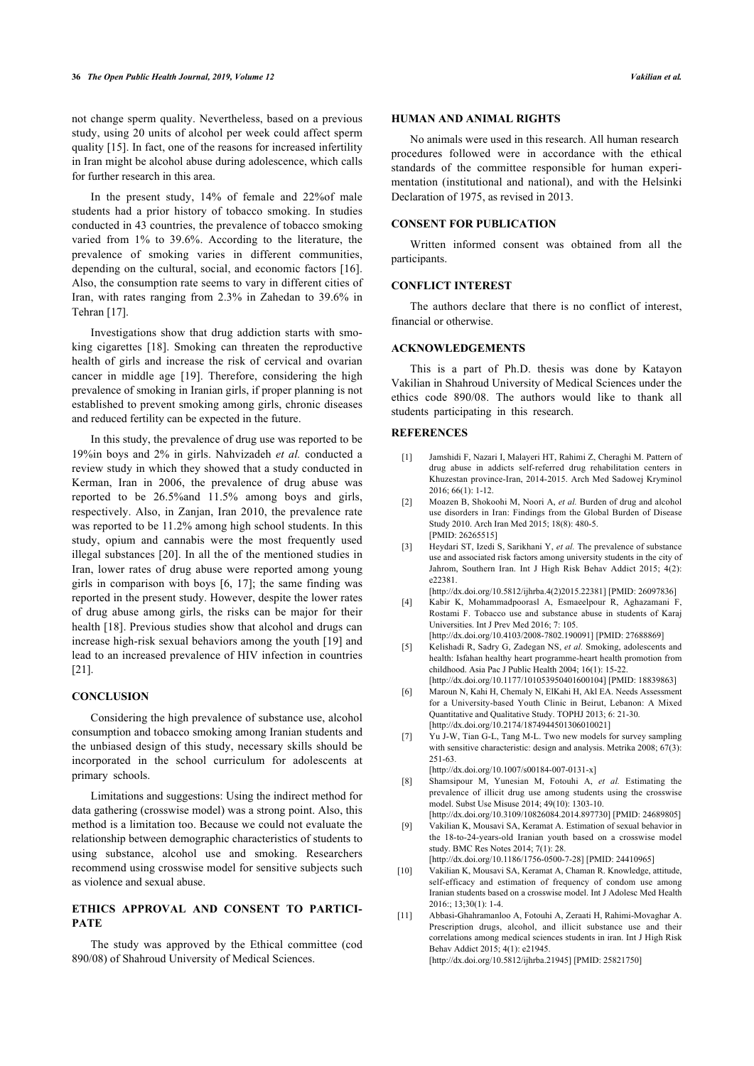not change sperm quality. Nevertheless, based on a previous study, using 20 units of alcohol per week could affect sperm quality [15]. In fact, one of the reasons for increased infertility in Iran might be alcohol abuse during adolescence, which calls for further research in this area.

In the present study, 14% of female and 22%of male students had a prior history of tobacco smoking. In studies conducted in 43 countries, the prevalence of tobacco smoking varied from 1% to 39.6%. According to the literature, the prevalence of smoking varies in different communities, depending on the cultural, social, and economic factors [16]. Also, the consumption rate seems to vary in different cities of Iran, with rates ranging from 2.3% in Zahedan to 39.6% in Tehran [17].

Investigations show that drug addiction starts with smoking cigarettes [18]. Smoking can threaten the reproductive health of girls and increase the risk of cervical and ovarian cancer in middle age [19]. Therefore, considering the high prevalence of smoking in Iranian girls, if proper planning is not established to prevent smoking among girls, chronic diseases and reduced fertility can be expected in the future.

In this study, the prevalence of drug use was reported to be 19%in boys and 2% in girls. Nahvizadeh *et al.* conducted a review study in which they showed that a study conducted in Kerman, Iran in 2006, the prevalence of drug abuse was reported to be 26.5%and 11.5% among boys and girls, respectively. Also, in Zanjan, Iran 2010, the prevalence rate was reported to be 11.2% among high school students. In this study, opium and cannabis were the most frequently used illegal substances [20]. In all the of the mentioned studies in Iran, lower rates of drug abuse were reported among young girls in comparison with boys [6, 17]; the same finding was reported in the present study. However, despite the lower rates of drug abuse among girls, the risks can be major for their health [18]. Previous studies show that alcohol and drugs can increase high-risk sexual behaviors among the youth [19] and lead to an increased prevalence of HIV infection in countries [21].

## CONCLUSION

Considering the high prevalence of substance use, alcohol consumption and tobacco smoking among Iranian students and the unbiased design of this study, necessary skills should be incorporated in the school curriculum for adolescents at primary schools.

Limitations and suggestions: Using the indirect method for data gathering (crosswise model) was a strong point. Also, this method is a limitation too. Because we could not evaluate the relationship between demographic characteristics of students to using substance, alcohol use and smoking. Researchers recommend using crosswise model for sensitive subjects such as violence and sexual abuse.

## ETHICS APPROVAL AND CONSENT TO PARTICIPATE

The study was approved by the Ethical committee (cod 890/08) of Shahroud University of Medical Sciences.

## HUMAN AND ANIMAL RIGHTS

No animals were used in this research. All human research procedures followed were in accordance with the ethical standards of the committee responsible for human experimentation (institutional and national), and with the Helsinki Declaration of 1975, as revised in 2013.

## CONSENT FOR PUBLICATION

Written informed consent was obtained from all the participants.

## CONFLICT INTEREST

The authors declare that there is no conflict of interest, financial or otherwise.

## ACKNOWLEDGEMENTS

This is a part of Ph.D. thesis was done by Katayon Vakilian in Shahroud University of Medical Sciences under the ethics code 890/08. The authors would like to thank all students participating in this research.

## REFERENCES

[1] Jamshidi F, Nazari I, Malayeri HT, Rahimi Z, Cheraghi M. Pattern of drug abuse in addicts self-referred drug rehabilitation centers in Khuzestan province-Iran, 2014-2015. Arch Med Sadowej Kryminol 2016; 66(1): 1-12.

[2] Moazen B, Shokoohi M, Noori A, *et al.* Burden of drug and alcohol use disorders in Iran: Findings from the Global Burden of Disease Study 2010. Arch Iran Med 2015; 18(8): 480-5. [PMID: 26265515]

[3] Heydari ST, Izedi S, Sarikhani Y, *et al.* The prevalence of substance use and associated risk factors among university students in the city of Jahrom, Southern Iran. Int J High Risk Behav Addict 2015; 4(2): e22381. [http://dx.doi.org/10.5812/ijhrba.4(2)2015.22381] [PMID: 26097836]

[4] Kabir K, Mohammadpoorasl A, Esmaeelpour R, Aghazamani F, Rostami F. Tobacco use and substance abuse in students of Karaj Universities. Int J Prev Med 2016; 7: 105. [http://dx.doi.org/10.4103/2008-7802.190091] [PMID: 27688869]

[5] Kelishadi R, Sadry G, Zadegan NS, *et al.* Smoking, adolescents and health: Isfahan healthy heart programme-heart health promotion from childhood. Asia Pac J Public Health 2004; 16(1): 15-22. [http://dx.doi.org/10.1177/101053950401600104] [PMID: 18839863]

[6] Maroun N, Kahi H, Chemaly N, ElKahi H, Akl EA. Needs Assessment for a University-based Youth Clinic in Beirut, Lebanon: A Mixed Quantitative and Qualitative Study. TOPHJ 2013; 6: 21-30. [http://dx.doi.org/10.2174/1874944501306010021]

[7] Yu J-W, Tian G-L, Tang M-L. Two new models for survey sampling with sensitive characteristic: design and analysis. Metrika 2008; 67(3): 251-63. [http://dx.doi.org/10.1007/s00184-007-0131-x]

[8] Shamsipour M, Yunesian M, Fotouhi A, *et al.* Estimating the prevalence of illicit drug use among students using the crosswise model. Subst Use Misuse 2014; 49(10): 1303-10. [http://dx.doi.org/10.3109/10826084.2014.897730] [PMID: 24689805]

[9] Vakilian K, Mousavi SA, Keramat A. Estimation of sexual behavior in the 18-to-24-years-old Iranian youth based on a crosswise model study. BMC Res Notes 2014; 7(1): 28. [http://dx.doi.org/10.1186/1756-0500-7-28] [PMID: 24410965]

[10] Vakilian K, Mousavi SA, Keramat A, Chaman R. Knowledge, attitude, self-efficacy and estimation of frequency of condom use among Iranian students based on a crosswise model. Int J Adolesc Med Health 2016;; 13;30(1): 1-4.

[11] Abbasi-Ghahramanloo A, Fotouhi A, Zeraati H, Rahimi-Movaghar A. Prescription drugs, alcohol, and illicit substance use and their correlations among medical sciences students in iran. Int J High Risk Behav Addict 2015; 4(1): e21945. [http://dx.doi.org/10.5812/ijhrba.21945] [PMID: 25821750]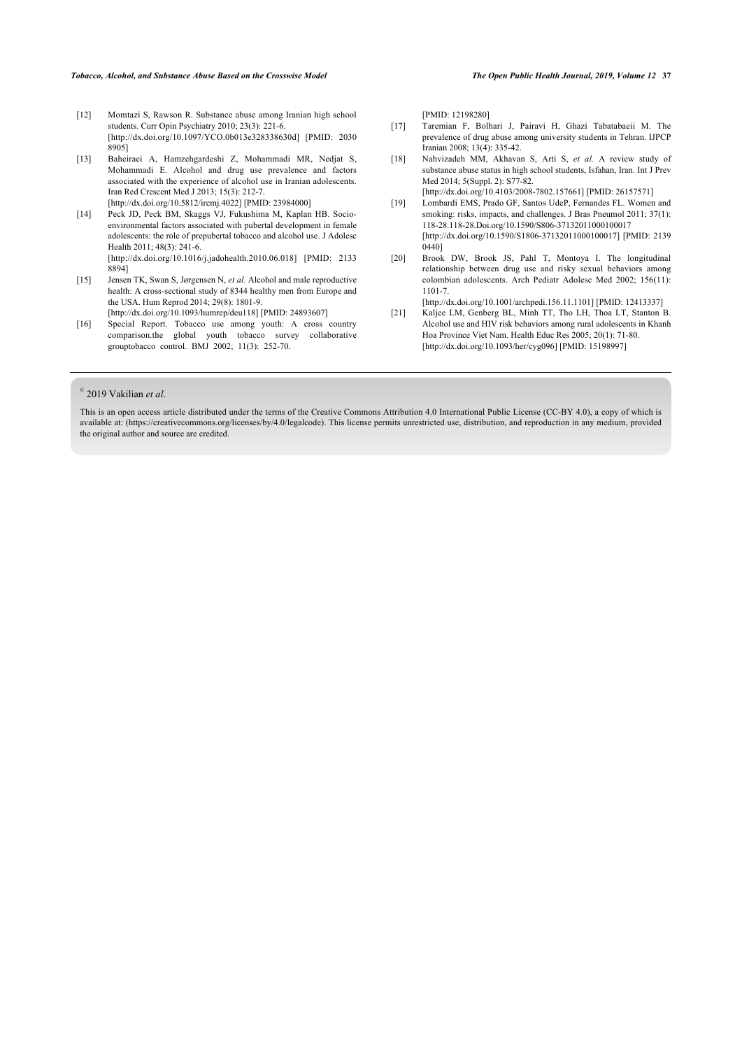[12] Momtazi S, Rawson R. Substance abuse among Iranian high school students. Curr Opin Psychiatry 2010; 23(3): 221-6. [http://dx.doi.org/10.1097/YCO.0b013e328338630d] [PMID: 20308905]

[13] Baheiraei A, Hamzehgardeshi Z, Mohammadi MR, Nedjat S, Mohammadi E. Alcohol and drug use prevalence and factors associated with the experience of alcohol use in Iranian adolescents. Iran Red Crescent Med J 2013; 15(3): 212-7. [http://dx.doi.org/10.5812/ircmj.4022] [PMID: 23984000]

[14] Peck JD, Peck BM, Skaggs VJ, Fukushima M, Kaplan HB. Socio-environmental factors associated with pubertal development in female adolescents: the role of prepubertal tobacco and alcohol use. J Adolesc Health 2011; 48(3): 241-6. [http://dx.doi.org/10.1016/j.jadohealth.2010.06.018] [PMID: 21338894]

[15] Jensen TK, Swan S, Jørgensen N, *et al.* Alcohol and male reproductive health: A cross-sectional study of 8344 healthy men from Europe and the USA. Hum Reprod 2014; 29(8): 1801-9. [http://dx.doi.org/10.1093/humrep/deu118] [PMID: 24893607]

[16] Special Report. Tobacco use among youth: A cross country comparison.the global youth tobacco survey collaborative grouptobacco control. BMJ 2002; 11(3): 252-70. [PMID: 12198280]

[17] Taremian F, Bolhari J, Pairavi H, Ghazi Tabatabaeii M. The prevalence of drug abuse among university students in Tehran. IJPCP Iranian 2008; 13(4): 335-42.

[18] Nahvizadeh MM, Akhavan S, Arti S, *et al.* A review study of substance abuse status in high school students, Isfahan, Iran. Int J Prev Med 2014; 5(Suppl. 2): S77-82. [http://dx.doi.org/10.4103/2008-7802.157661] [PMID: 26157571]

[19] Lombardi EMS, Prado GF, Santos UdeP, Fernandes FL. Women and smoking: risks, impacts, and challenges. J Bras Pneumol 2011; 37(1): 118-28.118-28.Doi.org/10.1590/S806-37132011000100017 [http://dx.doi.org/10.1590/S1806-37132011000100017] [PMID: 21390440]

[20] Brook DW, Brook JS, Pahl T, Montoya I. The longitudinal relationship between drug use and risky sexual behaviors among colombian adolescents. Arch Pediatr Adolesc Med 2002; 156(11): 1101-7. [http://dx.doi.org/10.1001/archpedi.156.11.1101] [PMID: 12413337]

[21] Kaljee LM, Genberg BL, Minh TT, Tho LH, Thoa LT, Stanton B. Alcohol use and HIV risk behaviors among rural adolescents in Khanh Hoa Province Viet Nam. Health Educ Res 2005; 20(1): 71-80. [http://dx.doi.org/10.1093/her/cyg096] [PMID: 15198997]

---

© 2019 Vakilian *et al*.

This is an open access article distributed under the terms of the Creative Commons Attribution 4.0 International Public License (CC-BY 4.0), a copy of which is available at: (https://creativecommons.org/licenses/by/4.0/legalcode). This license permits unrestricted use, distribution, and reproduction in any medium, provided the original author and source are credited.